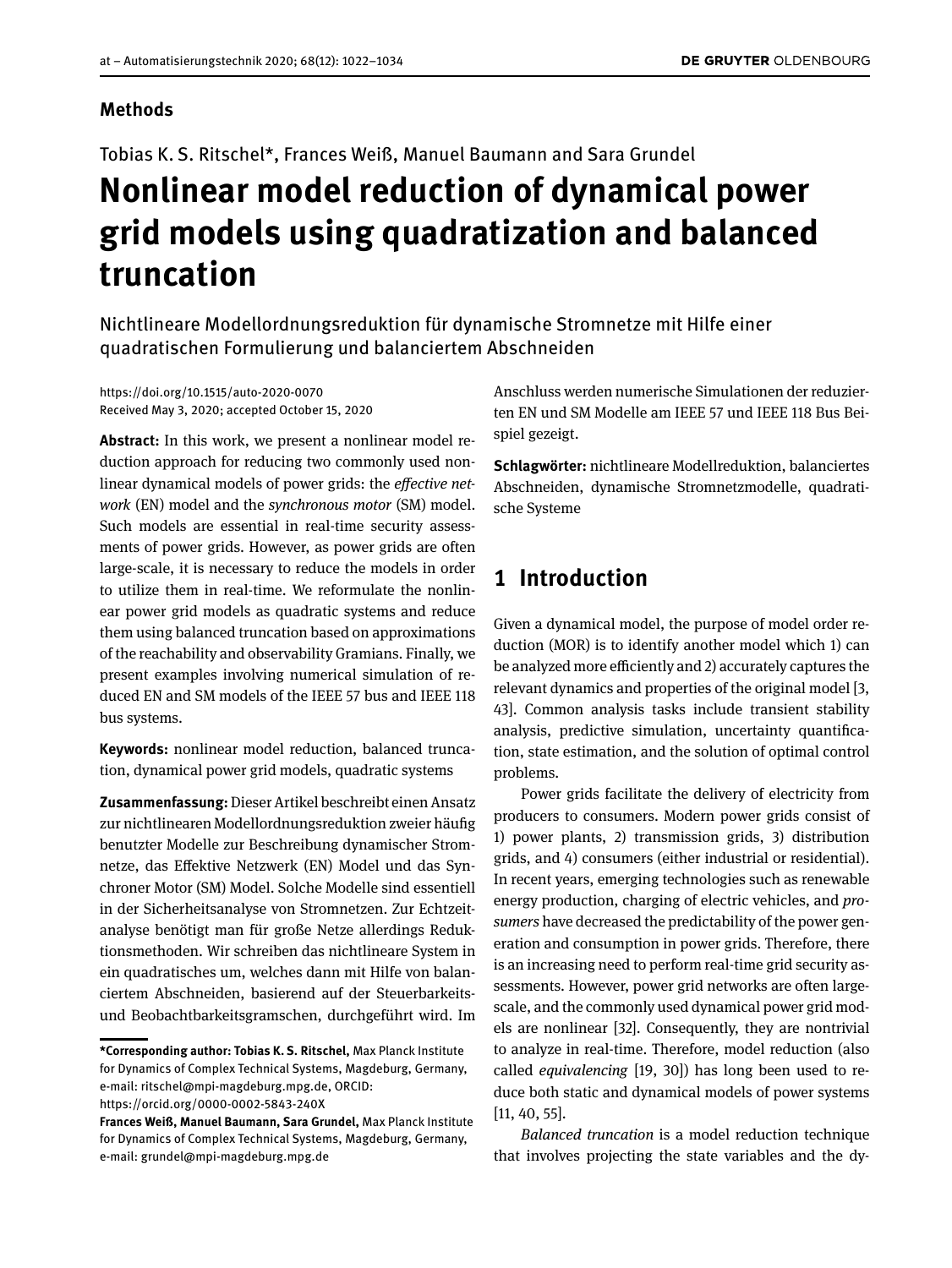**Methods**

Tobias K. S. Ritschel*, Frances Weiß, Manuel Baumann and Sara Grundel

# Nonlinear model reduction of dynamical power grid models using quadratization and balanced truncation

Nichtlineare Modellordnungsreduktion für dynamische Stromnetze mit Hilfe einer quadratischen Formulierung und balanciertem Abschneiden

https://doi.org/10.1515/auto-2020-0070
Received May 3, 2020; accepted October 15, 2020

**Abstract:** In this work, we present a nonlinear model reduction approach for reducing two commonly used nonlinear dynamical models of power grids: the *effective network* (EN) model and the *synchronous motor* (SM) model. Such models are essential in real-time security assessments of power grids. However, as power grids are often large-scale, it is necessary to reduce the models in order to utilize them in real-time. We reformulate the nonlinear power grid models as quadratic systems and reduce them using balanced truncation based on approximations of the reachability and observability Gramians. Finally, we present examples involving numerical simulation of reduced EN and SM models of the IEEE 57 bus and IEEE 118 bus systems.

**Keywords:** nonlinear model reduction, balanced truncation, dynamical power grid models, quadratic systems

**Zusammenfassung:** Dieser Artikel beschreibt einen Ansatz zur nichtlinearen Modellordnungsreduktion zweier häufig benutzter Modelle zur Beschreibung dynamischer Stromnetze, das Effektive Netzwerk (EN) Model und das Synchroner Motor (SM) Model. Solche Modelle sind essentiell in der Sicherheitsanalyse von Stromnetzen. Zur Echtzeitanalyse benötigt man für große Netze allerdings Reduktionsmethoden. Wir schreiben das nichtlineare System in ein quadratisches um, welches dann mit Hilfe von balanciertem Abschneiden, basierend auf der Steuerbarkeits- und Beobachtbarkeitsgramschen, durchgeführt wird. Im Anschluss werden numerische Simulationen der reduzierten EN und SM Modelle am IEEE 57 und IEEE 118 Bus Beispiel gezeigt.

**Schlagwörter:** nichtlineare Modellreduktion, balanciertes Abschneiden, dynamische Stromnetzmodelle, quadratische Systeme

---

**\*Corresponding author: Tobias K. S. Ritschel,** Max Planck Institute for Dynamics of Complex Technical Systems, Magdeburg, Germany, e-mail: ritschel@mpi-magdeburg.mpg.de, ORCID: https://orcid.org/0000-0002-5843-240X

**Frances Weiß, Manuel Baumann, Sara Grundel,** Max Planck Institute for Dynamics of Complex Technical Systems, Magdeburg, Germany, e-mail: grundel@mpi-magdeburg.mpg.de

## 1 Introduction

Given a dynamical model, the purpose of model order reduction (MOR) is to identify another model which 1) can be analyzed more efficiently and 2) accurately captures the relevant dynamics and properties of the original model [3, 43]. Common analysis tasks include transient stability analysis, predictive simulation, uncertainty quantification, state estimation, and the solution of optimal control problems.

Power grids facilitate the delivery of electricity from producers to consumers. Modern power grids consist of 1) power plants, 2) transmission grids, 3) distribution grids, and 4) consumers (either industrial or residential). In recent years, emerging technologies such as renewable energy production, charging of electric vehicles, and *prosumers* have decreased the predictability of the power generation and consumption in power grids. Therefore, there is an increasing need to perform real-time grid security assessments. However, power grid networks are often large-scale, and the commonly used dynamical power grid models are nonlinear [32]. Consequently, they are nontrivial to analyze in real-time. Therefore, model reduction (also called *equivalencing* [19, 30]) has long been used to reduce both static and dynamical models of power systems [11, 40, 55].

*Balanced truncation* is a model reduction technique that involves projecting the state variables and the dy-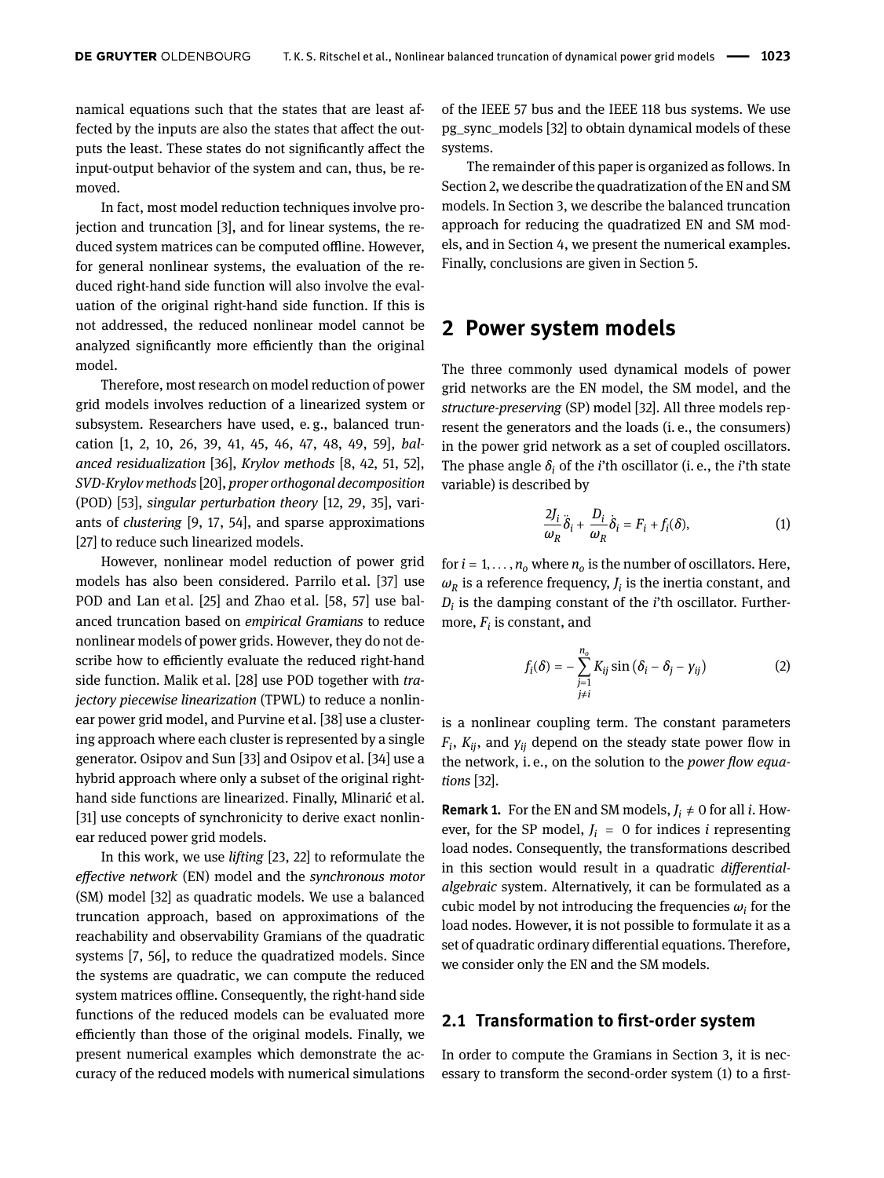namical equations such that the states that are least affected by the inputs are also the states that affect the outputs the least. These states do not significantly affect the input-output behavior of the system and can, thus, be removed.

In fact, most model reduction techniques involve projection and truncation [3], and for linear systems, the reduced system matrices can be computed offline. However, for general nonlinear systems, the evaluation of the reduced right-hand side function will also involve the evaluation of the original right-hand side function. If this is not addressed, the reduced nonlinear model cannot be analyzed significantly more efficiently than the original model.

Therefore, most research on model reduction of power grid models involves reduction of a linearized system or subsystem. Researchers have used, e. g., balanced truncation [1, 2, 10, 26, 39, 41, 45, 46, 47, 48, 49, 59], *balanced residualization* [36], *Krylov methods* [8, 42, 51, 52], *SVD-Krylov methods* [20], *proper orthogonal decomposition* (POD) [53], *singular perturbation theory* [12, 29, 35], variants of *clustering* [9, 17, 54], and sparse approximations [27] to reduce such linearized models.

However, nonlinear model reduction of power grid models has also been considered. Parrilo et al. [37] use POD and Lan et al. [25] and Zhao et al. [58, 57] use balanced truncation based on *empirical Gramians* to reduce nonlinear models of power grids. However, they do not describe how to efficiently evaluate the reduced right-hand side function. Malik et al. [28] use POD together with *trajectory piecewise linearization* (TPWL) to reduce a nonlinear power grid model, and Purvine et al. [38] use a clustering approach where each cluster is represented by a single generator. Osipov and Sun [33] and Osipov et al. [34] use a hybrid approach where only a subset of the original right-hand side functions are linearized. Finally, Mlinarić et al. [31] use concepts of synchronicity to derive exact nonlinear reduced power grid models.

In this work, we use *lifting* [23, 22] to reformulate the *effective network* (EN) model and the *synchronous motor* (SM) model [32] as quadratic models. We use a balanced truncation approach, based on approximations of the reachability and observability Gramians of the quadratic systems [7, 56], to reduce the quadratized models. Since the systems are quadratic, we can compute the reduced system matrices offline. Consequently, the right-hand side functions of the reduced models can be evaluated more efficiently than those of the original models. Finally, we present numerical examples which demonstrate the accuracy of the reduced models with numerical simulations of the IEEE 57 bus and the IEEE 118 bus systems. We use pg_sync_models [32] to obtain dynamical models of these systems.

The remainder of this paper is organized as follows. In Section 2, we describe the quadratization of the EN and SM models. In Section 3, we describe the balanced truncation approach for reducing the quadratized EN and SM models, and in Section 4, we present the numerical examples. Finally, conclusions are given in Section 5.

## 2 Power system models

The three commonly used dynamical models of power grid networks are the EN model, the SM model, and the *structure-preserving* (SP) model [32]. All three models represent the generators and the loads (i. e., the consumers) in the power grid network as a set of coupled oscillators. The phase angle $\delta_i$ of the $i$'th oscillator (i. e., the $i$'th state variable) is described by

$$\frac{2J_i}{\omega_R}\ddot{\delta}_i + \frac{D_i}{\omega_R}\dot{\delta}_i = F_i + f_i(\delta), \tag{1}$$

for $i = 1, \ldots, n_o$ where $n_o$ is the number of oscillators. Here, $\omega_R$ is a reference frequency, $J_i$ is the inertia constant, and $D_i$ is the damping constant of the $i$'th oscillator. Furthermore, $F_i$ is constant, and

$$f_i(\delta) = -\sum_{\substack{j=1\\ j\neq i}}^{n_o} K_{ij} \sin\left(\delta_i - \delta_j - \gamma_{ij}\right) \tag{2}$$

is a nonlinear coupling term. The constant parameters $F_i$, $K_{ij}$, and $\gamma_{ij}$ depend on the steady state power flow in the network, i. e., on the solution to the *power flow equations* [32].

**Remark 1.** For the EN and SM models, $J_i \neq 0$ for all $i$. However, for the SP model, $J_i = 0$ for indices $i$ representing load nodes. Consequently, the transformations described in this section would result in a quadratic *differential-algebraic* system. Alternatively, it can be formulated as a cubic model by not introducing the frequencies $\omega_i$ for the load nodes. However, it is not possible to formulate it as a set of quadratic ordinary differential equations. Therefore, we consider only the EN and the SM models.

### 2.1 Transformation to first-order system

In order to compute the Gramians in Section 3, it is necessary to transform the second-order system (1) to a first-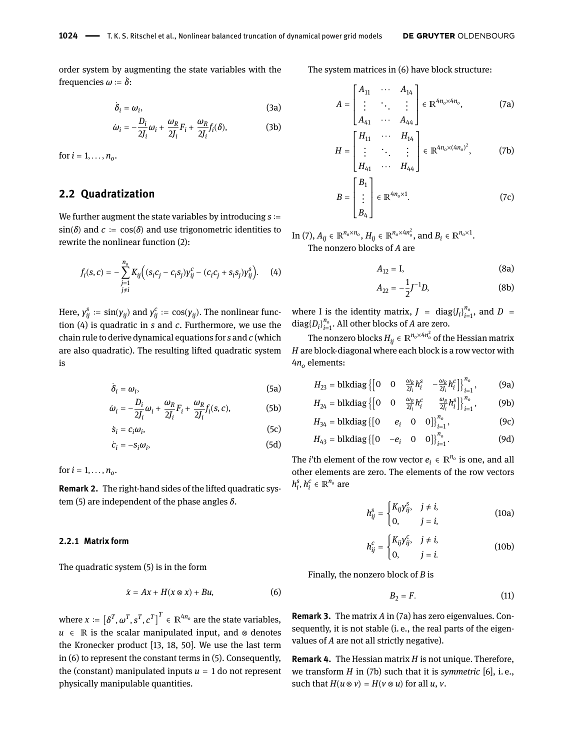order system by augmenting the state variables with the frequencies $\omega := \dot{\delta}$:

$$\dot{\delta}_i = \omega_i, \tag{3a}$$

$$\dot{\omega}_i = -\frac{D_i}{2J_i}\omega_i + \frac{\omega_R}{2J_i}F_i + \frac{\omega_R}{2J_i}f_i(\delta), \tag{3b}$$

for $i = 1, \ldots, n_o$.

## 2.2 Quadratization

We further augment the state variables by introducing $s := \sin(\delta)$ and $c := \cos(\delta)$ and use trigonometric identities to rewrite the nonlinear function (2):

$$f_i(s, c) = -\sum_{\substack{j=1 \\ j\neq i}}^{n_o} K_{ij}\Big((s_i c_j - c_i s_j)\gamma_{ij}^c - (c_i c_j + s_i s_j)\gamma_{ij}^s\Big). \tag{4}$$

Here, $\gamma_{ij}^s := \sin(\gamma_{ij})$ and $\gamma_{ij}^c := \cos(\gamma_{ij})$. The nonlinear function (4) is quadratic in $s$ and $c$. Furthermore, we use the chain rule to derive dynamical equations for $s$ and $c$ (which are also quadratic). The resulting lifted quadratic system is

$$\dot{\delta}_i = \omega_i, \tag{5a}$$

$$\dot{\omega}_i = -\frac{D_i}{2J_i}\omega_i + \frac{\omega_R}{2J_i}F_i + \frac{\omega_R}{2J_i}f_i(s, c), \tag{5b}$$

$$\dot{s}_i = c_i\omega_i, \tag{5c}$$

$$\dot{c}_i = -s_i\omega_i, \tag{5d}$$

for $i = 1, \ldots, n_o$.

**Remark 2.** The right-hand sides of the lifted quadratic system (5) are independent of the phase angles $\delta$.

### 2.2.1 Matrix form

The quadratic system (5) is in the form

$$\dot{x} = Ax + H(x \otimes x) + Bu, \tag{6}$$

where $x := \left[\delta^T, \omega^T, s^T, c^T\right]^T \in \mathbb{R}^{4n_o}$ are the state variables, $u \in \mathbb{R}$ is the scalar manipulated input, and $\otimes$ denotes the Kronecker product [13, 18, 50]. We use the last term in (6) to represent the constant terms in (5). Consequently, the (constant) manipulated inputs $u = 1$ do not represent physically manipulable quantities.

The system matrices in (6) have block structure:

$$A = \begin{bmatrix} A_{11} & \cdots & A_{14} \\ \vdots & \ddots & \vdots \\ A_{41} & \cdots & A_{44} \end{bmatrix} \in \mathbb{R}^{4n_o\times 4n_o}, \tag{7a}$$

$$H = \begin{bmatrix} H_{11} & \cdots & H_{14} \\ \vdots & \ddots & \vdots \\ H_{41} & \cdots & H_{44} \end{bmatrix} \in \mathbb{R}^{4n_o\times (4n_o)^2}, \tag{7b}$$

$$B = \begin{bmatrix} B_1 \\ \vdots \\ B_4 \end{bmatrix} \in \mathbb{R}^{4n_o\times 1}. \tag{7c}$$

In (7), $A_{ij} \in \mathbb{R}^{n_o\times n_o}$, $H_{ij} \in \mathbb{R}^{n_o\times 4n_o^2}$, and $B_i \in \mathbb{R}^{n_o\times 1}$.

The nonzero blocks of $A$ are

$$A_{12} = \mathrm{I}, \tag{8a}$$

$$A_{22} = -\frac{1}{2}J^{-1}D, \tag{8b}$$

where I is the identity matrix, $J = \operatorname{diag}\{J_i\}_{i=1}^{n_o}$, and $D = \operatorname{diag}\{D_i\}_{i=1}^{n_o}$. All other blocks of $A$ are zero.

The nonzero blocks $H_{ij} \in \mathbb{R}^{n_o\times 4n_o^2}$ of the Hessian matrix $H$ are block-diagonal where each block is a row vector with $4n_o$ elements:

$$H_{23} = \operatorname{blkdiag}\left\{\begin{bmatrix}0 & 0 & \frac{\omega_R}{2J_i}h_i^s & -\frac{\omega_R}{2J_i}h_i^c\end{bmatrix}\right\}_{i=1}^{n_o}, \tag{9a}$$

$$H_{24} = \operatorname{blkdiag}\left\{\begin{bmatrix}0 & 0 & \frac{\omega_R}{2J_i}h_i^c & \frac{\omega_R}{2J_i}h_i^s\end{bmatrix}\right\}_{i=1}^{n_o}, \tag{9b}$$

$$H_{34} = \operatorname{blkdiag}\left\{\begin{bmatrix}0 & e_i & 0 & 0\end{bmatrix}\right\}_{i=1}^{n_o}, \tag{9c}$$

$$H_{43} = \operatorname{blkdiag}\left\{\begin{bmatrix}0 & -e_i & 0 & 0\end{bmatrix}\right\}_{i=1}^{n_o}. \tag{9d}$$

The $i$'th element of the row vector $e_i \in \mathbb{R}^{n_o}$ is one, and all other elements are zero. The elements of the row vectors $h_i^s, h_i^c \in \mathbb{R}^{n_o}$ are

$$h_{ij}^s = \begin{cases} K_{ij}\gamma_{ij}^s, & j \neq i, \\ 0, & j = i, \end{cases} \tag{10a}$$

$$h_{ij}^c = \begin{cases} K_{ij}\gamma_{ij}^c, & j \neq i, \\ 0, & j = i. \end{cases} \tag{10b}$$

Finally, the nonzero block of $B$ is

$$B_2 = F. \tag{11}$$

**Remark 3.** The matrix $A$ in (7a) has zero eigenvalues. Consequently, it is not stable (i. e., the real parts of the eigenvalues of $A$ are not all strictly negative).

**Remark 4.** The Hessian matrix $H$ is not unique. Therefore, we transform $H$ in (7b) such that it is *symmetric* [6], i. e., such that $H(u \otimes v) = H(v \otimes u)$ for all $u$, $v$.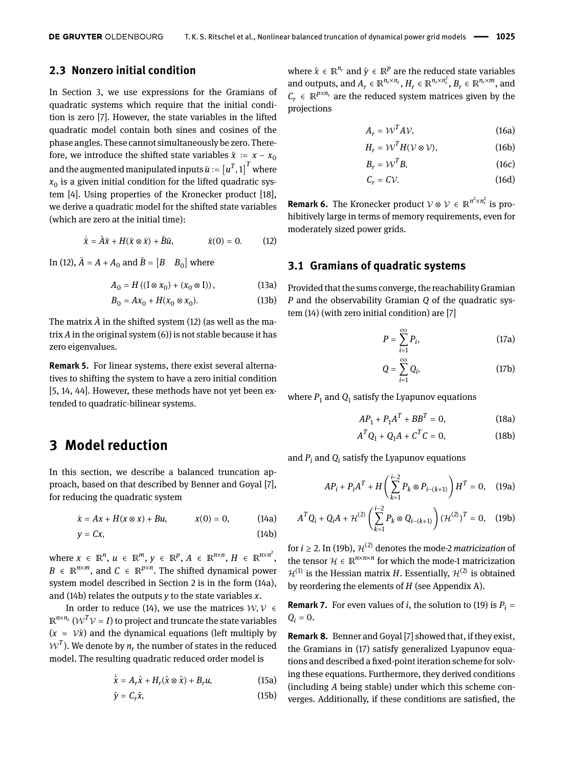## 2.3 Nonzero initial condition

In Section 3, we use expressions for the Gramians of quadratic systems which require that the initial condition is zero [7]. However, the state variables in the lifted quadratic model contain both sines and cosines of the phase angles. These cannot simultaneously be zero. Therefore, we introduce the shifted state variables $\bar{x} := x - x_0$ and the augmented manipulated inputs $\bar{u} := [u^T, 1]^T$ where $x_0$ is a given initial condition for the lifted quadratic system [4]. Using properties of the Kronecker product [18], we derive a quadratic model for the shifted state variables (which are zero at the initial time):

$$\dot{\bar{x}} = \bar{A}\bar{x} + H(\bar{x} \otimes \bar{x}) + \bar{B}\bar{u}, \qquad \bar{x}(0) = 0. \tag{12}$$

In (12), $\bar{A} = A + A_0$ and $\bar{B} = \begin{bmatrix} B & B_0 \end{bmatrix}$ where

$$A_0 = H\left((\mathrm{I} \otimes x_0) + (x_0 \otimes \mathrm{I})\right), \tag{13a}$$

$$B_0 = Ax_0 + H(x_0 \otimes x_0). \tag{13b}$$

The matrix $\bar{A}$ in the shifted system (12) (as well as the matrix $A$ in the original system (6)) is not stable because it has zero eigenvalues.

**Remark 5.** For linear systems, there exist several alternatives to shifting the system to have a zero initial condition [5, 14, 44]. However, these methods have not yet been extended to quadratic-bilinear systems.

# 3 Model reduction

In this section, we describe a balanced truncation approach, based on that described by Benner and Goyal [7], for reducing the quadratic system

$$\dot{x} = Ax + H(x \otimes x) + Bu, \qquad x(0) = 0, \tag{14a}$$

$$y = Cx, \tag{14b}$$

where $x \in \mathbb{R}^n$, $u \in \mathbb{R}^m$, $y \in \mathbb{R}^p$, $A \in \mathbb{R}^{n\times n}$, $H \in \mathbb{R}^{n\times n^2}$, $B \in \mathbb{R}^{n\times m}$, and $C \in \mathbb{R}^{p\times n}$. The shifted dynamical power system model described in Section 2 is in the form (14a), and (14b) relates the outputs $y$ to the state variables $x$.

In order to reduce (14), we use the matrices $\mathcal{W}, \mathcal{V} \in \mathbb{R}^{n\times n_r}$ ($\mathcal{W}^T\mathcal{V} = I$) to project and truncate the state variables ($x \approx \mathcal{V}\hat{x}$) and the dynamical equations (left multiply by $\mathcal{W}^T$). We denote by $n_r$ the number of states in the reduced model. The resulting quadratic reduced order model is

$$\dot{\hat{x}} = A_r\hat{x} + H_r(\hat{x} \otimes \hat{x}) + B_r u, \tag{15a}$$

$$\hat{y} = C_r\hat{x}, \tag{15b}$$

where $\hat{x} \in \mathbb{R}^{n_r}$ and $\hat{y} \in \mathbb{R}^p$ are the reduced state variables and outputs, and $A_r \in \mathbb{R}^{n_r\times n_r}$, $H_r \in \mathbb{R}^{n_r\times n_r^2}$, $B_r \in \mathbb{R}^{n_r\times m}$, and $C_r \in \mathbb{R}^{p\times n_r}$ are the reduced system matrices given by the projections

$$A_r = \mathcal{W}^T A \mathcal{V}, \tag{16a}$$

$$H_r = \mathcal{W}^T H(\mathcal{V} \otimes \mathcal{V}), \tag{16b}$$

$$B_r = \mathcal{W}^T B, \tag{16c}$$

$$C_r = C\mathcal{V}. \tag{16d}$$

**Remark 6.** The Kronecker product $\mathcal{V} \otimes \mathcal{V} \in \mathbb{R}^{n^2\times n_r^2}$ is prohibitively large in terms of memory requirements, even for moderately sized power grids.

## 3.1 Gramians of quadratic systems

Provided that the sums converge, the reachability Gramian $P$ and the observability Gramian $Q$ of the quadratic system (14) (with zero initial condition) are [7]

$$P = \sum_{i=1}^{\infty} P_i, \tag{17a}$$

$$Q = \sum_{i=1}^{\infty} Q_i, \tag{17b}$$

where $P_1$ and $Q_1$ satisfy the Lyapunov equations

$$AP_1 + P_1A^T + BB^T = 0, \tag{18a}$$

$$A^TQ_1 + Q_1A + C^TC = 0, \tag{18b}$$

and $P_i$ and $Q_i$ satisfy the Lyapunov equations

$$AP_i + P_iA^T + H\left(\sum_{k=1}^{i-2} P_k \otimes P_{i-(k+1)}\right)H^T = 0, \tag{19a}$$

$$A^TQ_i + Q_iA + \mathcal{H}^{(2)}\left(\sum_{k=1}^{i-2} P_k \otimes Q_{i-(k+1)}\right)(\mathcal{H}^{(2)})^T = 0, \tag{19b}$$

for $i \geq 2$. In (19b), $\mathcal{H}^{(2)}$ denotes the mode-2 *matricization* of the tensor $\mathcal{H} \in \mathbb{R}^{n\times n\times n}$ for which the mode-1 matricization $\mathcal{H}^{(1)}$ is the Hessian matrix $H$. Essentially, $\mathcal{H}^{(2)}$ is obtained by reordering the elements of $H$ (see Appendix A).

**Remark 7.** For even values of $i$, the solution to (19) is $P_i = Q_i = 0$.

**Remark 8.** Benner and Goyal [7] showed that, if they exist, the Gramians in (17) satisfy generalized Lyapunov equations and described a fixed-point iteration scheme for solving these equations. Furthermore, they derived conditions (including $A$ being stable) under which this scheme converges. Additionally, if these conditions are satisfied, the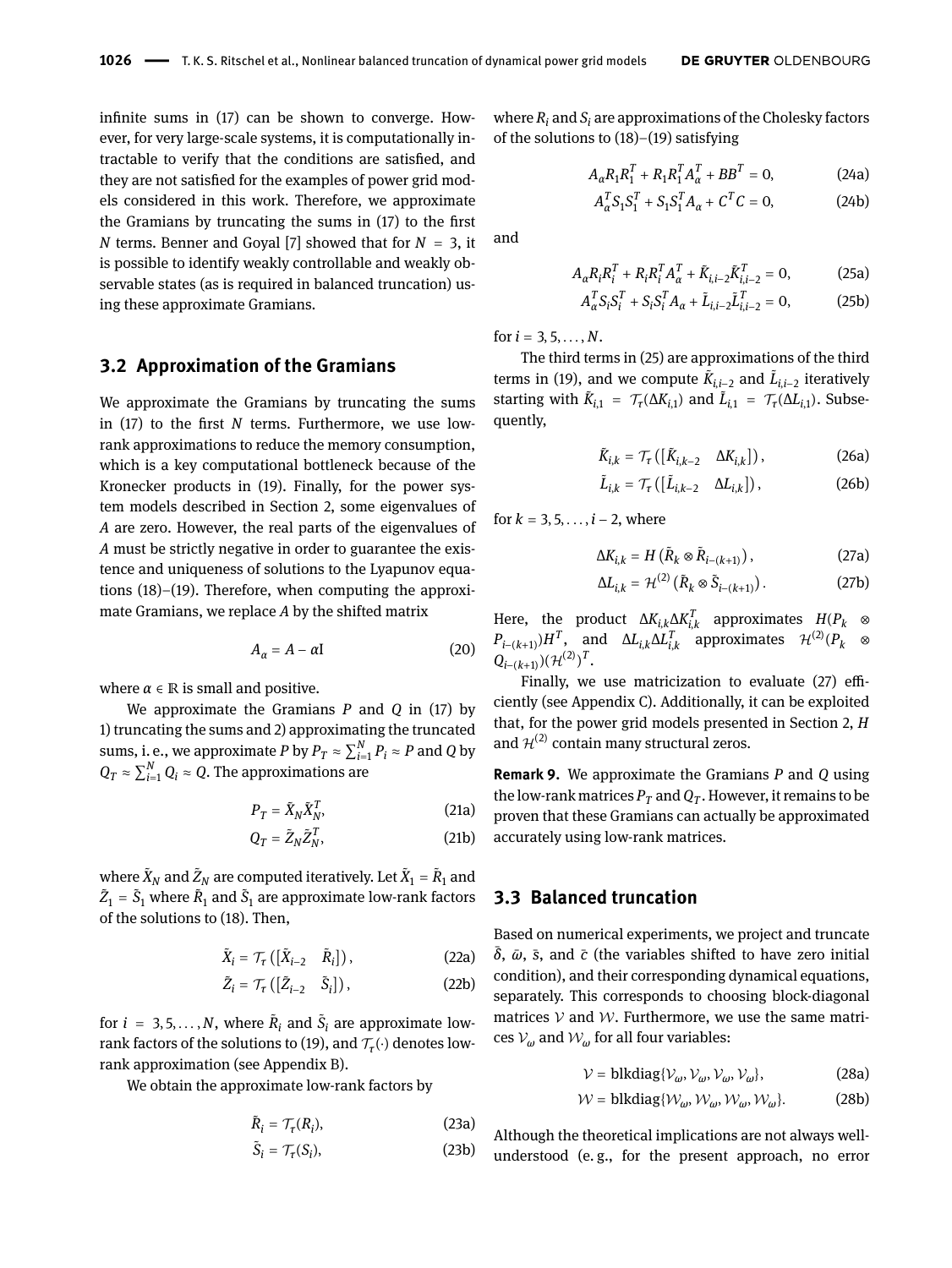infinite sums in (17) can be shown to converge. However, for very large-scale systems, it is computationally intractable to verify that the conditions are satisfied, and they are not satisfied for the examples of power grid models considered in this work. Therefore, we approximate the Gramians by truncating the sums in (17) to the first $N$ terms. Benner and Goyal [7] showed that for $N = 3$, it is possible to identify weakly controllable and weakly observable states (as is required in balanced truncation) using these approximate Gramians.

## 3.2 Approximation of the Gramians

We approximate the Gramians by truncating the sums in (17) to the first $N$ terms. Furthermore, we use low-rank approximations to reduce the memory consumption, which is a key computational bottleneck because of the Kronecker products in (19). Finally, for the power system models described in Section 2, some eigenvalues of $A$ are zero. However, the real parts of the eigenvalues of $A$ must be strictly negative in order to guarantee the existence and uniqueness of solutions to the Lyapunov equations (18)–(19). Therefore, when computing the approximate Gramians, we replace $A$ by the shifted matrix

$$A_\alpha = A - \alpha \mathrm{I} \tag{20}$$

where $\alpha \in \mathbb{R}$ is small and positive.

We approximate the Gramians $P$ and $Q$ in (17) by 1) truncating the sums and 2) approximating the truncated sums, i. e., we approximate $P$ by $P_T \approx \sum_{i=1}^{N} P_i \approx P$ and $Q$ by $Q_T \approx \sum_{i=1}^{N} Q_i \approx Q$. The approximations are

$$P_T = \tilde{X}_N \tilde{X}_N^T, \tag{21a}$$

$$Q_T = \tilde{Z}_N \tilde{Z}_N^T, \tag{21b}$$

where $\tilde{X}_N$ and $\tilde{Z}_N$ are computed iteratively. Let $\tilde{X}_1 = \tilde{R}_1$ and $\tilde{Z}_1 = \tilde{S}_1$ where $\tilde{R}_1$ and $\tilde{S}_1$ are approximate low-rank factors of the solutions to (18). Then,

$$\tilde{X}_i = \mathcal{T}_\tau\left(\begin{bmatrix}\tilde{X}_{i-2} & \tilde{R}_i\end{bmatrix}\right), \tag{22a}$$

$$\tilde{Z}_i = \mathcal{T}_\tau\left(\begin{bmatrix}\tilde{Z}_{i-2} & \tilde{S}_i\end{bmatrix}\right), \tag{22b}$$

for $i = 3, 5, \ldots, N$, where $\tilde{R}_i$ and $\tilde{S}_i$ are approximate low-rank factors of the solutions to (19), and $\mathcal{T}_\tau(\cdot)$ denotes low-rank approximation (see Appendix B).

We obtain the approximate low-rank factors by

$$\tilde{R}_i = \mathcal{T}_\tau(R_i), \tag{23a}$$

$$\tilde{S}_i = \mathcal{T}_\tau(S_i), \tag{23b}$$

where $R_i$ and $S_i$ are approximations of the Cholesky factors of the solutions to (18)–(19) satisfying

$$A_\alpha R_1 R_1^T + R_1 R_1^T A_\alpha^T + BB^T = 0, \tag{24a}$$

$$A_\alpha^T S_1 S_1^T + S_1 S_1^T A_\alpha + C^T C = 0, \tag{24b}$$

and

$$A_\alpha R_i R_i^T + R_i R_i^T A_\alpha^T + \tilde{K}_{i,i-2} \tilde{K}_{i,i-2}^T = 0, \tag{25a}$$

$$A_\alpha^T S_i S_i^T + S_i S_i^T A_\alpha + \tilde{L}_{i,i-2} \tilde{L}_{i,i-2}^T = 0, \tag{25b}$$

for $i = 3, 5, \ldots, N$.

The third terms in (25) are approximations of the third terms in (19), and we compute $\tilde{K}_{i,i-2}$ and $\tilde{L}_{i,i-2}$ iteratively starting with $\tilde{K}_{i,1} = \mathcal{T}_\tau(\Delta K_{i,1})$ and $\tilde{L}_{i,1} = \mathcal{T}_\tau(\Delta L_{i,1})$. Subsequently,

$$\tilde{K}_{i,k} = \mathcal{T}_\tau\left(\begin{bmatrix}\tilde{K}_{i,k-2} & \Delta K_{i,k}\end{bmatrix}\right), \tag{26a}$$

$$\tilde{L}_{i,k} = \mathcal{T}_\tau\left(\begin{bmatrix}\tilde{L}_{i,k-2} & \Delta L_{i,k}\end{bmatrix}\right), \tag{26b}$$

for $k = 3, 5, \ldots, i-2$, where

$$\Delta K_{i,k} = H\left(\tilde{R}_k \otimes \tilde{R}_{i-(k+1)}\right), \tag{27a}$$

$$\Delta L_{i,k} = \mathcal{H}^{(2)}\left(\tilde{R}_k \otimes \tilde{S}_{i-(k+1)}\right). \tag{27b}$$

Here, the product $\Delta K_{i,k} \Delta K_{i,k}^T$ approximates $H(P_k \otimes P_{i-(k+1)}) H^T$, and $\Delta L_{i,k} \Delta L_{i,k}^T$ approximates $\mathcal{H}^{(2)}(P_k \otimes Q_{i-(k+1)})(\mathcal{H}^{(2)})^T$.

Finally, we use matricization to evaluate (27) efficiently (see Appendix C). Additionally, it can be exploited that, for the power grid models presented in Section 2, $H$ and $\mathcal{H}^{(2)}$ contain many structural zeros.

**Remark 9.** We approximate the Gramians $P$ and $Q$ using the low-rank matrices $P_T$ and $Q_T$. However, it remains to be proven that these Gramians can actually be approximated accurately using low-rank matrices.

## 3.3 Balanced truncation

Based on numerical experiments, we project and truncate $\bar{\delta}$, $\bar{\omega}$, $\bar{s}$, and $\bar{c}$ (the variables shifted to have zero initial condition), and their corresponding dynamical equations, separately. This corresponds to choosing block-diagonal matrices $\mathcal{V}$ and $\mathcal{W}$. Furthermore, we use the same matrices $\mathcal{V}_\omega$ and $\mathcal{W}_\omega$ for all four variables:

$$\mathcal{V} = \operatorname{blkdiag}\{\mathcal{V}_\omega, \mathcal{V}_\omega, \mathcal{V}_\omega, \mathcal{V}_\omega\}, \tag{28a}$$

$$\mathcal{W} = \operatorname{blkdiag}\{\mathcal{W}_\omega, \mathcal{W}_\omega, \mathcal{W}_\omega, \mathcal{W}_\omega\}. \tag{28b}$$

Although the theoretical implications are not always well-understood (e. g., for the present approach, no error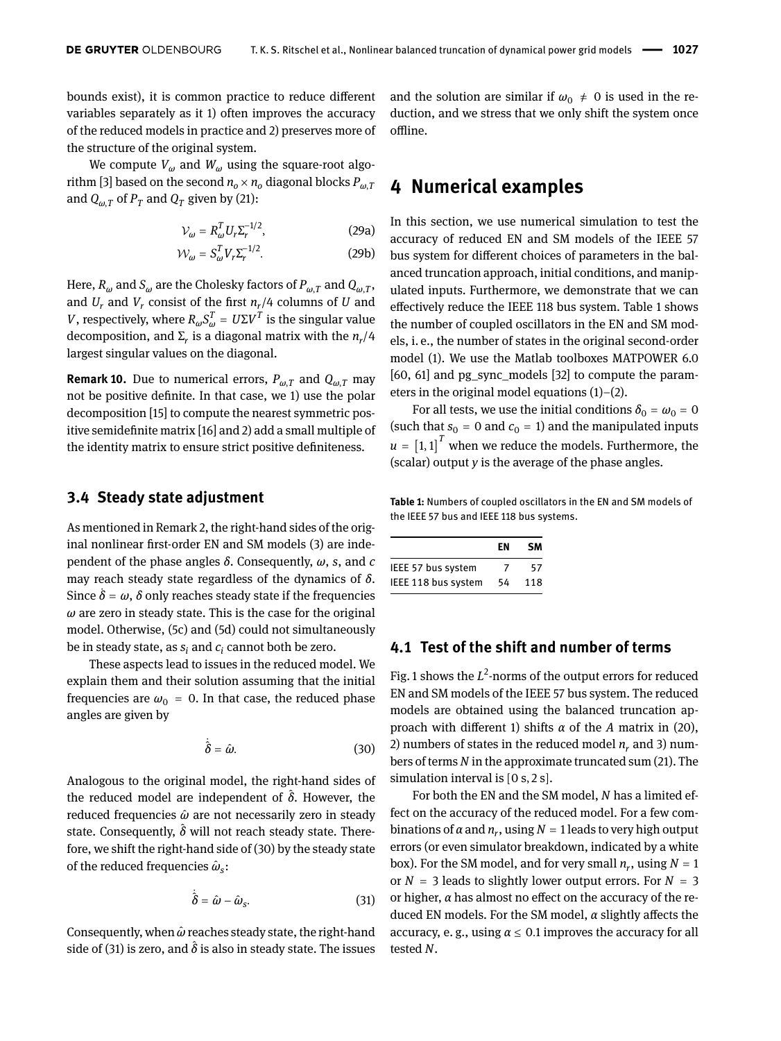bounds exist), it is common practice to reduce different variables separately as it 1) often improves the accuracy of the reduced models in practice and 2) preserves more of the structure of the original system.

We compute $V_\omega$ and $W_\omega$ using the square-root algorithm [3] based on the second $n_o \times n_o$ diagonal blocks $P_{\omega,T}$ and $Q_{\omega,T}$ of $P_T$ and $Q_T$ given by (21):

$$\mathcal{V}_\omega = R_\omega^T U_r \Sigma_r^{-1/2}, \tag{29a}$$

$$\mathcal{W}_\omega = S_\omega^T V_r \Sigma_r^{-1/2}. \tag{29b}$$

Here, $R_\omega$ and $S_\omega$ are the Cholesky factors of $P_{\omega,T}$ and $Q_{\omega,T}$, and $U_r$ and $V_r$ consist of the first $n_r/4$ columns of $U$ and $V$, respectively, where $R_\omega S_\omega^T = U\Sigma V^T$ is the singular value decomposition, and $\Sigma_r$ is a diagonal matrix with the $n_r/4$ largest singular values on the diagonal.

**Remark 10.** Due to numerical errors, $P_{\omega,T}$ and $Q_{\omega,T}$ may not be positive definite. In that case, we 1) use the polar decomposition [15] to compute the nearest symmetric positive semidefinite matrix [16] and 2) add a small multiple of the identity matrix to ensure strict positive definiteness.

### 3.4 Steady state adjustment

As mentioned in Remark 2, the right-hand sides of the original nonlinear first-order EN and SM models (3) are independent of the phase angles $\delta$. Consequently, $\omega$, $s$, and $c$ may reach steady state regardless of the dynamics of $\delta$. Since $\dot{\delta} = \omega$, $\delta$ only reaches steady state if the frequencies $\omega$ are zero in steady state. This is the case for the original model. Otherwise, (5c) and (5d) could not simultaneously be in steady state, as $s_i$ and $c_i$ cannot both be zero.

These aspects lead to issues in the reduced model. We explain them and their solution assuming that the initial frequencies are $\omega_0 = 0$. In that case, the reduced phase angles are given by

$$\dot{\hat{\delta}} = \hat{\omega}. \tag{30}$$

Analogous to the original model, the right-hand sides of the reduced model are independent of $\hat{\delta}$. However, the reduced frequencies $\hat{\omega}$ are not necessarily zero in steady state. Consequently, $\hat{\delta}$ will not reach steady state. Therefore, we shift the right-hand side of (30) by the steady state of the reduced frequencies $\hat{\omega}_s$:

$$\dot{\hat{\delta}} = \hat{\omega} - \hat{\omega}_s. \tag{31}$$

Consequently, when $\hat{\omega}$ reaches steady state, the right-hand side of (31) is zero, and $\hat{\delta}$ is also in steady state. The issues and the solution are similar if $\omega_0 \neq 0$ is used in the reduction, and we stress that we only shift the system once offline.

## 4 Numerical examples

In this section, we use numerical simulation to test the accuracy of reduced EN and SM models of the IEEE 57 bus system for different choices of parameters in the balanced truncation approach, initial conditions, and manipulated inputs. Furthermore, we demonstrate that we can effectively reduce the IEEE 118 bus system. Table 1 shows the number of coupled oscillators in the EN and SM models, i. e., the number of states in the original second-order model (1). We use the Matlab toolboxes MATPOWER 6.0 [60, 61] and pg_sync_models [32] to compute the parameters in the original model equations (1)–(2).

For all tests, we use the initial conditions $\delta_0 = \omega_0 = 0$ (such that $s_0 = 0$ and $c_0 = 1$) and the manipulated inputs $u = [1, 1]^T$ when we reduce the models. Furthermore, the (scalar) output $y$ is the average of the phase angles.

**Table 1:** Numbers of coupled oscillators in the EN and SM models of the IEEE 57 bus and IEEE 118 bus systems.

| | EN | SM |
|---|---|---|
| IEEE 57 bus system | 7 | 57 |
| IEEE 118 bus system | 54 | 118 |

### 4.1 Test of the shift and number of terms

Fig. 1 shows the $L^2$-norms of the output errors for reduced EN and SM models of the IEEE 57 bus system. The reduced models are obtained using the balanced truncation approach with different 1) shifts $\alpha$ of the $A$ matrix in (20), 2) numbers of states in the reduced model $n_r$ and 3) numbers of terms $N$ in the approximate truncated sum (21). The simulation interval is $[0\text{ s}, 2\text{ s}]$.

For both the EN and the SM model, $N$ has a limited effect on the accuracy of the reduced model. For a few combinations of $\alpha$ and $n_r$, using $N = 1$ leads to very high output errors (or even simulator breakdown, indicated by a white box). For the SM model, and for very small $n_r$, using $N = 1$ or $N = 3$ leads to slightly lower output errors. For $N = 3$ or higher, $\alpha$ has almost no effect on the accuracy of the reduced EN models. For the SM model, $\alpha$ slightly affects the accuracy, e. g., using $\alpha \leq 0.1$ improves the accuracy for all tested $N$.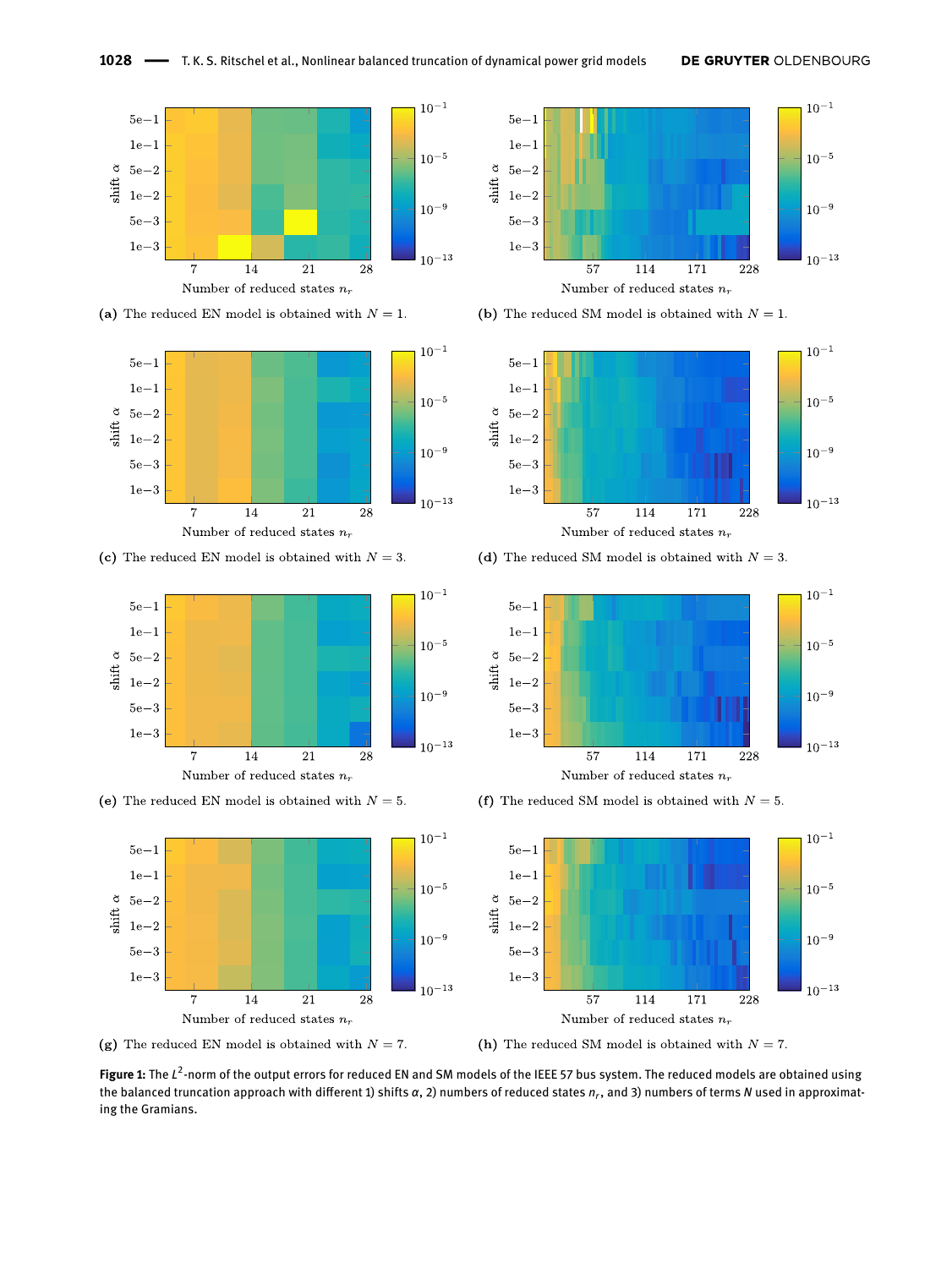(a) The reduced EN model is obtained with $N = 1$.

(b) The reduced SM model is obtained with $N = 1$.

(c) The reduced EN model is obtained with $N = 3$.

(d) The reduced SM model is obtained with $N = 3$.

(e) The reduced EN model is obtained with $N = 5$.

(f) The reduced SM model is obtained with $N = 5$.

(g) The reduced EN model is obtained with $N = 7$.

(h) The reduced SM model is obtained with $N = 7$.

**Figure 1:** The $L^2$-norm of the output errors for reduced EN and SM models of the IEEE 57 bus system. The reduced models are obtained using the balanced truncation approach with different 1) shifts $\alpha$, 2) numbers of reduced states $n_r$, and 3) numbers of terms $N$ used in approximating the Gramians.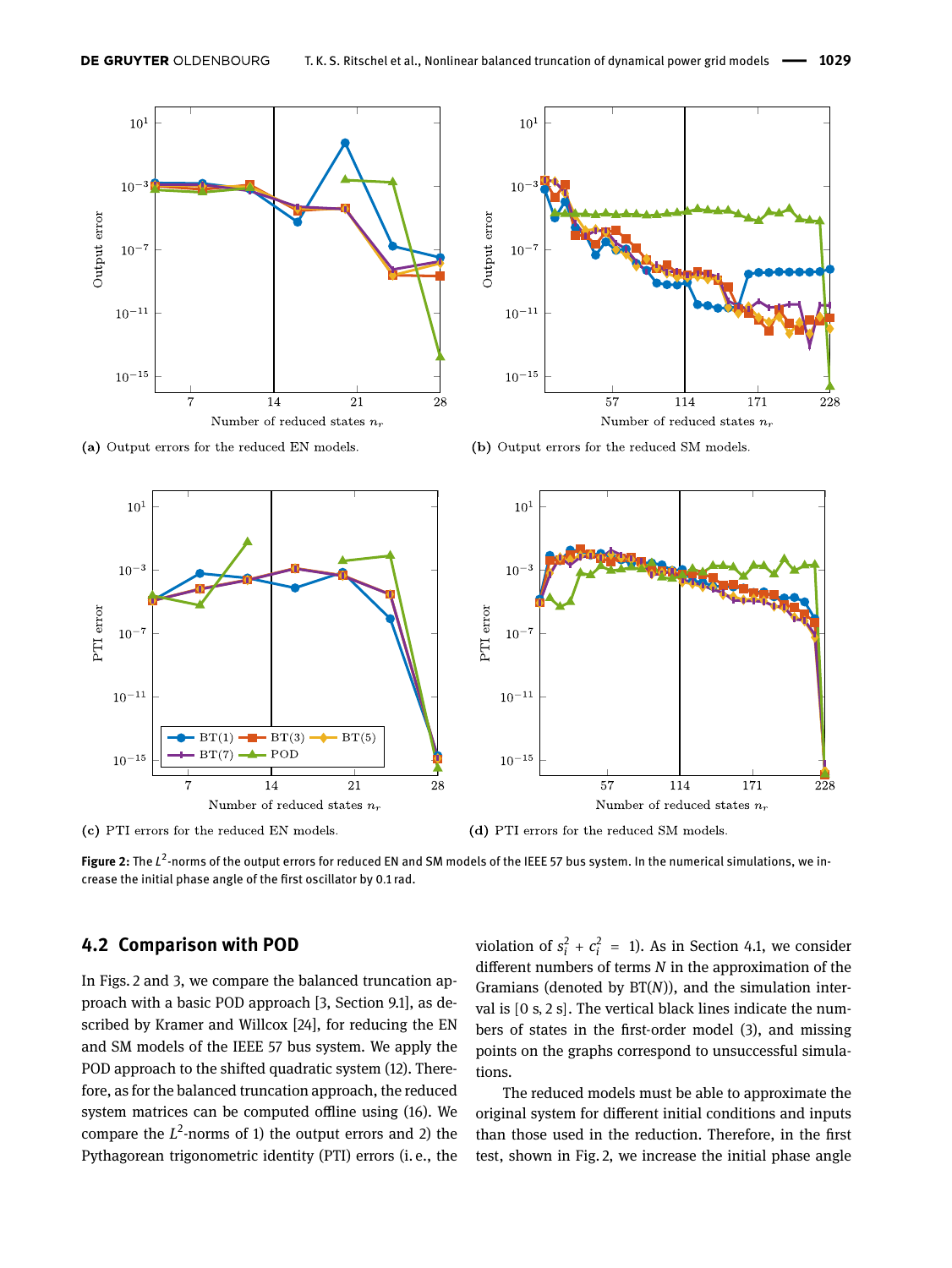(a) Output errors for the reduced EN models.

(b) Output errors for the reduced SM models.

(c) PTI errors for the reduced EN models.

(d) PTI errors for the reduced SM models.

**Figure 2:** The $L^2$-norms of the output errors for reduced EN and SM models of the IEEE 57 bus system. In the numerical simulations, we increase the initial phase angle of the first oscillator by 0.1 rad.

## 4.2 Comparison with POD

In Figs. 2 and 3, we compare the balanced truncation approach with a basic POD approach [3, Section 9.1], as described by Kramer and Willcox [24], for reducing the EN and SM models of the IEEE 57 bus system. We apply the POD approach to the shifted quadratic system (12). Therefore, as for the balanced truncation approach, the reduced system matrices can be computed offline using (16). We compare the $L^2$-norms of 1) the output errors and 2) the Pythagorean trigonometric identity (PTI) errors (i. e., the violation of $s_i^2 + c_i^2 = 1$). As in Section 4.1, we consider different numbers of terms $N$ in the approximation of the Gramians (denoted by BT($N$)), and the simulation interval is [0 s, 2 s]. The vertical black lines indicate the numbers of states in the first-order model (3), and missing points on the graphs correspond to unsuccessful simulations.

The reduced models must be able to approximate the original system for different initial conditions and inputs than those used in the reduction. Therefore, in the first test, shown in Fig. 2, we increase the initial phase angle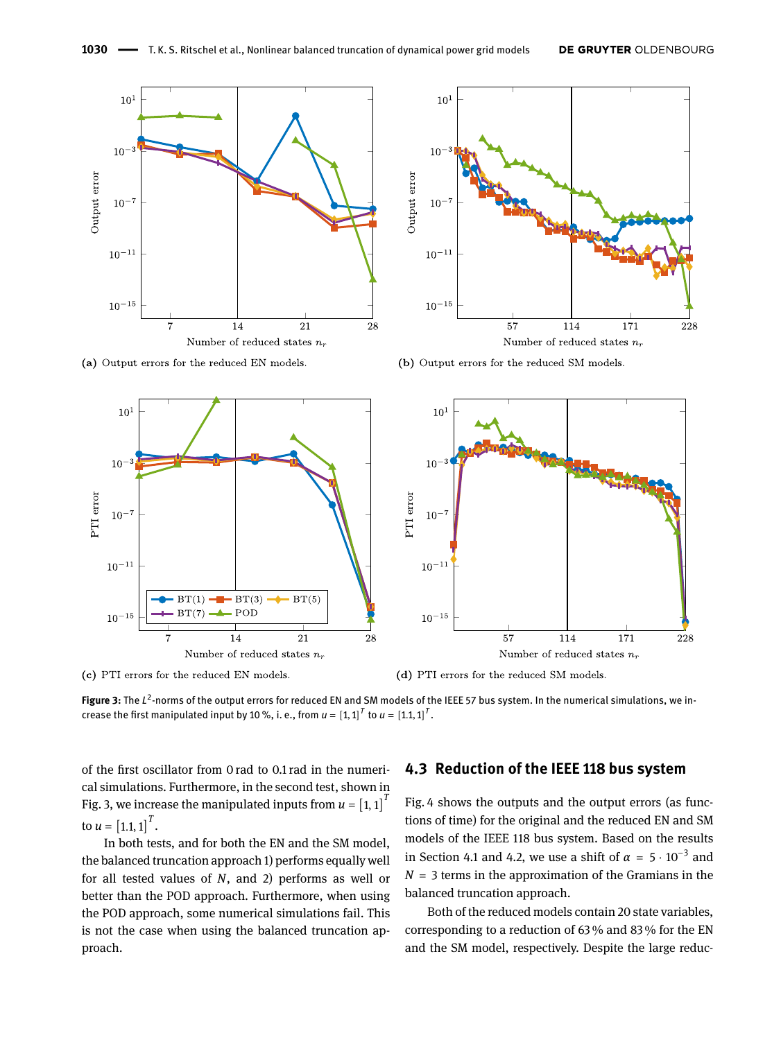(a) Output errors for the reduced EN models.

(b) Output errors for the reduced SM models.

(c) PTI errors for the reduced EN models.

(d) PTI errors for the reduced SM models.

**Figure 3:** The $L^2$-norms of the output errors for reduced EN and SM models of the IEEE 57 bus system. In the numerical simulations, we increase the first manipulated input by 10 %, i. e., from $u = [1, 1]^T$ to $u = [1.1, 1]^T$.

of the first oscillator from 0 rad to 0.1 rad in the numerical simulations. Furthermore, in the second test, shown in Fig. 3, we increase the manipulated inputs from $u = [1, 1]^T$ to $u = [1.1, 1]^T$.

In both tests, and for both the EN and the SM model, the balanced truncation approach 1) performs equally well for all tested values of $N$, and 2) performs as well or better than the POD approach. Furthermore, when using the POD approach, some numerical simulations fail. This is not the case when using the balanced truncation approach.

## 4.3 Reduction of the IEEE 118 bus system

Fig. 4 shows the outputs and the output errors (as functions of time) for the original and the reduced EN and SM models of the IEEE 118 bus system. Based on the results in Section 4.1 and 4.2, we use a shift of $\alpha = 5 \cdot 10^{-3}$ and $N = 3$ terms in the approximation of the Gramians in the balanced truncation approach.

Both of the reduced models contain 20 state variables, corresponding to a reduction of 63 % and 83 % for the EN and the SM model, respectively. Despite the large reduc-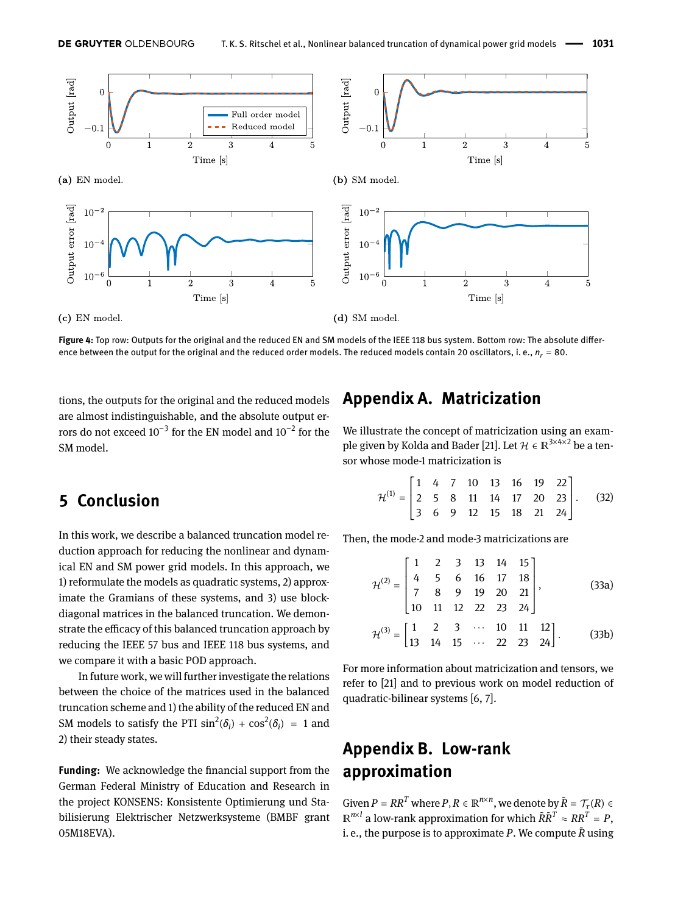**Figure 4:** Top row: Outputs for the original and the reduced EN and SM models of the IEEE 118 bus system. Bottom row: The absolute difference between the output for the original and the reduced order models. The reduced models contain 20 oscillators, i. e., $n_r = 80$.

tions, the outputs for the original and the reduced models are almost indistinguishable, and the absolute output errors do not exceed $10^{-3}$ for the EN model and $10^{-2}$ for the SM model.

## 5 Conclusion

In this work, we describe a balanced truncation model reduction approach for reducing the nonlinear and dynamical EN and SM power grid models. In this approach, we 1) reformulate the models as quadratic systems, 2) approximate the Gramians of these systems, and 3) use block-diagonal matrices in the balanced truncation. We demonstrate the efficacy of this balanced truncation approach by reducing the IEEE 57 bus and IEEE 118 bus systems, and we compare it with a basic POD approach.

In future work, we will further investigate the relations between the choice of the matrices used in the balanced truncation scheme and 1) the ability of the reduced EN and SM models to satisfy the PTI $\sin^2(\delta_i) + \cos^2(\delta_i) = 1$ and 2) their steady states.

**Funding:** We acknowledge the financial support from the German Federal Ministry of Education and Research in the project KONSENS: Konsistente Optimierung und Stabilisierung Elektrischer Netzwerksysteme (BMBF grant 05M18EVA).

## Appendix A. Matricization

We illustrate the concept of matricization using an example given by Kolda and Bader [21]. Let $\mathcal{H} \in \mathbb{R}^{3\times 4\times 2}$ be a tensor whose mode-1 matricization is

$$\mathcal{H}^{(1)} = \begin{bmatrix} 1 & 4 & 7 & 10 & 13 & 16 & 19 & 22 \\ 2 & 5 & 8 & 11 & 14 & 17 & 20 & 23 \\ 3 & 6 & 9 & 12 & 15 & 18 & 21 & 24 \end{bmatrix}. \tag{32}$$

Then, the mode-2 and mode-3 matricizations are

$$\mathcal{H}^{(2)} = \begin{bmatrix} 1 & 2 & 3 & 13 & 14 & 15 \\ 4 & 5 & 6 & 16 & 17 & 18 \\ 7 & 8 & 9 & 19 & 20 & 21 \\ 10 & 11 & 12 & 22 & 23 & 24 \end{bmatrix}, \tag{33a}$$

$$\mathcal{H}^{(3)} = \begin{bmatrix} 1 & 2 & 3 & \cdots & 10 & 11 & 12 \\ 13 & 14 & 15 & \cdots & 22 & 23 & 24 \end{bmatrix}. \tag{33b}$$

For more information about matricization and tensors, we refer to [21] and to previous work on model reduction of quadratic-bilinear systems [6, 7].

## Appendix B. Low-rank approximation

Given $P = RR^T$ where $P, R \in \mathbb{R}^{n\times n}$, we denote by $\tilde{R} = \mathcal{T}_\tau(R) \in \mathbb{R}^{n\times l}$ a low-rank approximation for which $\tilde{R}\tilde{R}^T \approx RR^T = P$, i. e., the purpose is to approximate $P$. We compute $\tilde{R}$ using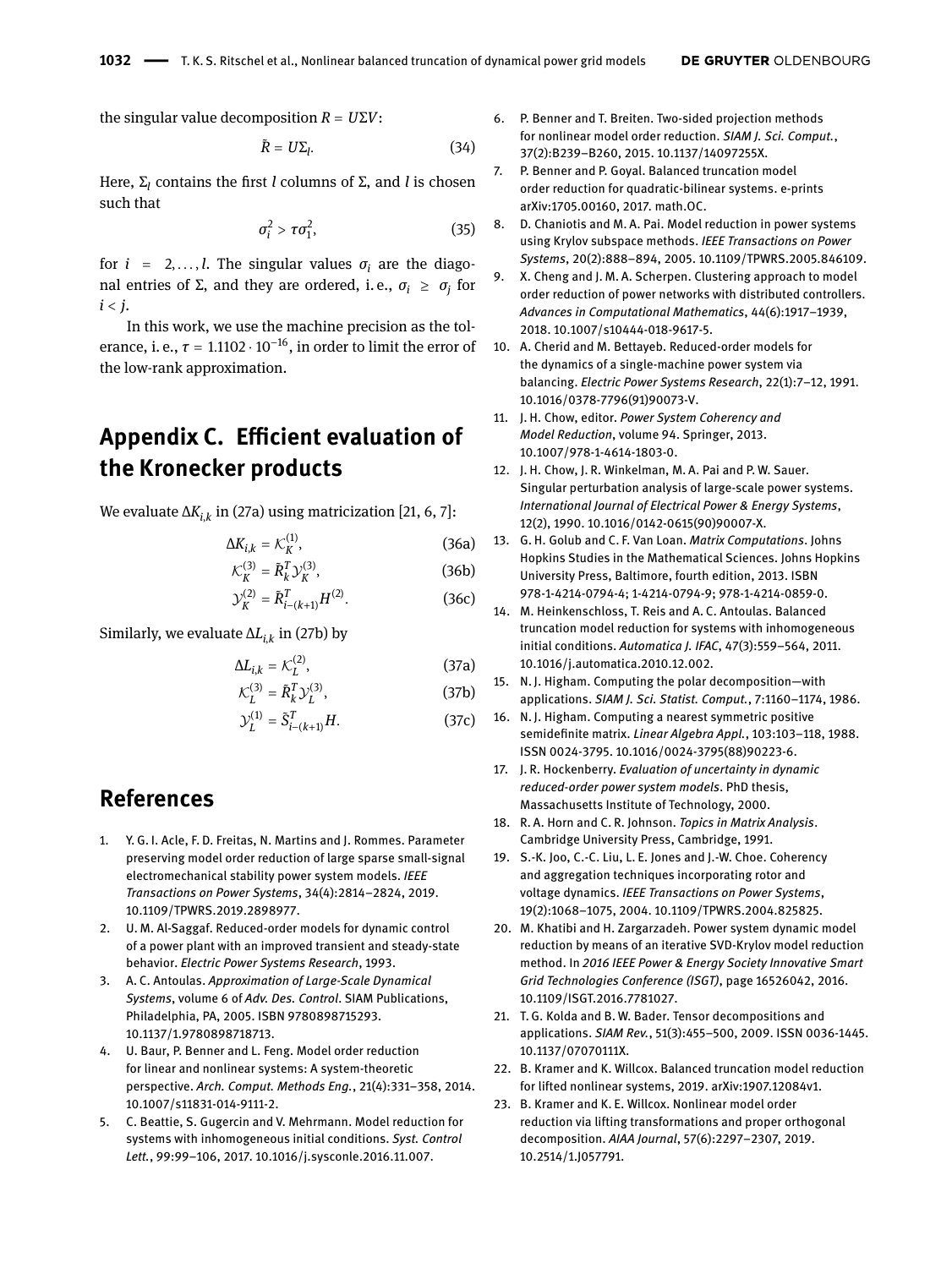the singular value decomposition $R = U\Sigma V$:

$$\tilde{R} = U\Sigma_l. \tag{34}$$

Here, $\Sigma_l$ contains the first $l$ columns of $\Sigma$, and $l$ is chosen such that

$$\sigma_i^2 > \tau\sigma_1^2, \tag{35}$$

for $i = 2, \ldots, l$. The singular values $\sigma_i$ are the diagonal entries of $\Sigma$, and they are ordered, i. e., $\sigma_i \geq \sigma_j$ for $i < j$.

In this work, we use the machine precision as the tolerance, i. e., $\tau = 1.1102 \cdot 10^{-16}$, in order to limit the error of the low-rank approximation.

## Appendix C. Efficient evaluation of the Kronecker products

We evaluate $\Delta K_{i,k}$ in (27a) using matricization [21, 6, 7]:

$$\Delta K_{i,k} = \mathcal{K}_K^{(1)}, \tag{36a}$$

$$\mathcal{K}_K^{(3)} = \tilde{R}_k^T \mathcal{Y}_K^{(3)}, \tag{36b}$$

$$\mathcal{Y}_K^{(2)} = \tilde{R}_{i-(k+1)}^T H^{(2)}. \tag{36c}$$

Similarly, we evaluate $\Delta L_{i,k}$ in (27b) by

$$\Delta L_{i,k} = \mathcal{K}_L^{(2)}, \tag{37a}$$

$$\mathcal{K}_L^{(3)} = \tilde{R}_k^T \mathcal{Y}_L^{(3)}, \tag{37b}$$

$$\mathcal{Y}_L^{(1)} = \tilde{S}_{i-(k+1)}^T H. \tag{37c}$$

## References

1. Y. G. I. Acle, F. D. Freitas, N. Martins and J. Rommes. Parameter preserving model order reduction of large sparse small-signal electromechanical stability power system models. *IEEE Transactions on Power Systems*, 34(4):2814–2824, 2019. 10.1109/TPWRS.2019.2898977.
2. U. M. Al-Saggaf. Reduced-order models for dynamic control of a power plant with an improved transient and steady-state behavior. *Electric Power Systems Research*, 1993.
3. A. C. Antoulas. *Approximation of Large-Scale Dynamical Systems*, volume 6 of *Adv. Des. Control*. SIAM Publications, Philadelphia, PA, 2005. ISBN 9780898715293. 10.1137/1.9780898718713.
4. U. Baur, P. Benner and L. Feng. Model order reduction for linear and nonlinear systems: A system-theoretic perspective. *Arch. Comput. Methods Eng.*, 21(4):331–358, 2014. 10.1007/s11831-014-9111-2.
5. C. Beattie, S. Gugercin and V. Mehrmann. Model reduction for systems with inhomogeneous initial conditions. *Syst. Control Lett.*, 99:99–106, 2017. 10.1016/j.sysconle.2016.11.007.
6. P. Benner and T. Breiten. Two-sided projection methods for nonlinear model order reduction. *SIAM J. Sci. Comput.*, 37(2):B239–B260, 2015. 10.1137/14097255X.
7. P. Benner and P. Goyal. Balanced truncation model order reduction for quadratic-bilinear systems. e-prints arXiv:1705.00160, 2017. math.OC.
8. D. Chaniotis and M. A. Pai. Model reduction in power systems using Krylov subspace methods. *IEEE Transactions on Power Systems*, 20(2):888–894, 2005. 10.1109/TPWRS.2005.846109.
9. X. Cheng and J. M. A. Scherpen. Clustering approach to model order reduction of power networks with distributed controllers. *Advances in Computational Mathematics*, 44(6):1917–1939, 2018. 10.1007/s10444-018-9617-5.
10. A. Cherid and M. Bettayeb. Reduced-order models for the dynamics of a single-machine power system via balancing. *Electric Power Systems Research*, 22(1):7–12, 1991. 10.1016/0378-7796(91)90073-V.
11. J. H. Chow, editor. *Power System Coherency and Model Reduction*, volume 94. Springer, 2013. 10.1007/978-1-4614-1803-0.
12. J. H. Chow, J. R. Winkelman, M. A. Pai and P. W. Sauer. Singular perturbation analysis of large-scale power systems. *International Journal of Electrical Power & Energy Systems*, 12(2), 1990. 10.1016/0142-0615(90)90007-X.
13. G. H. Golub and C. F. Van Loan. *Matrix Computations*. Johns Hopkins Studies in the Mathematical Sciences. Johns Hopkins University Press, Baltimore, fourth edition, 2013. ISBN 978-1-4214-0794-4; 1-4214-0794-9; 978-1-4214-0859-0.
14. M. Heinkenschloss, T. Reis and A. C. Antoulas. Balanced truncation model reduction for systems with inhomogeneous initial conditions. *Automatica J. IFAC*, 47(3):559–564, 2011. 10.1016/j.automatica.2010.12.002.
15. N. J. Higham. Computing the polar decomposition—with applications. *SIAM J. Sci. Statist. Comput.*, 7:1160–1174, 1986.
16. N. J. Higham. Computing a nearest symmetric positive semidefinite matrix. *Linear Algebra Appl.*, 103:103–118, 1988. ISSN 0024-3795. 10.1016/0024-3795(88)90223-6.
17. J. R. Hockenberry. *Evaluation of uncertainty in dynamic reduced-order power system models*. PhD thesis, Massachusetts Institute of Technology, 2000.
18. R. A. Horn and C. R. Johnson. *Topics in Matrix Analysis*. Cambridge University Press, Cambridge, 1991.
19. S.-K. Joo, C.-C. Liu, L. E. Jones and J.-W. Choe. Coherency and aggregation techniques incorporating rotor and voltage dynamics. *IEEE Transactions on Power Systems*, 19(2):1068–1075, 2004. 10.1109/TPWRS.2004.825825.
20. M. Khatibi and H. Zargarzadeh. Power system dynamic model reduction by means of an iterative SVD-Krylov model reduction method. In *2016 IEEE Power & Energy Society Innovative Smart Grid Technologies Conference (ISGT)*, page 16526042, 2016. 10.1109/ISGT.2016.7781027.
21. T. G. Kolda and B. W. Bader. Tensor decompositions and applications. *SIAM Rev.*, 51(3):455–500, 2009. ISSN 0036-1445. 10.1137/07070111X.
22. B. Kramer and K. Willcox. Balanced truncation model reduction for lifted nonlinear systems, 2019. arXiv:1907.12084v1.
23. B. Kramer and K. E. Willcox. Nonlinear model order reduction via lifting transformations and proper orthogonal decomposition. *AIAA Journal*, 57(6):2297–2307, 2019. 10.2514/1.J057791.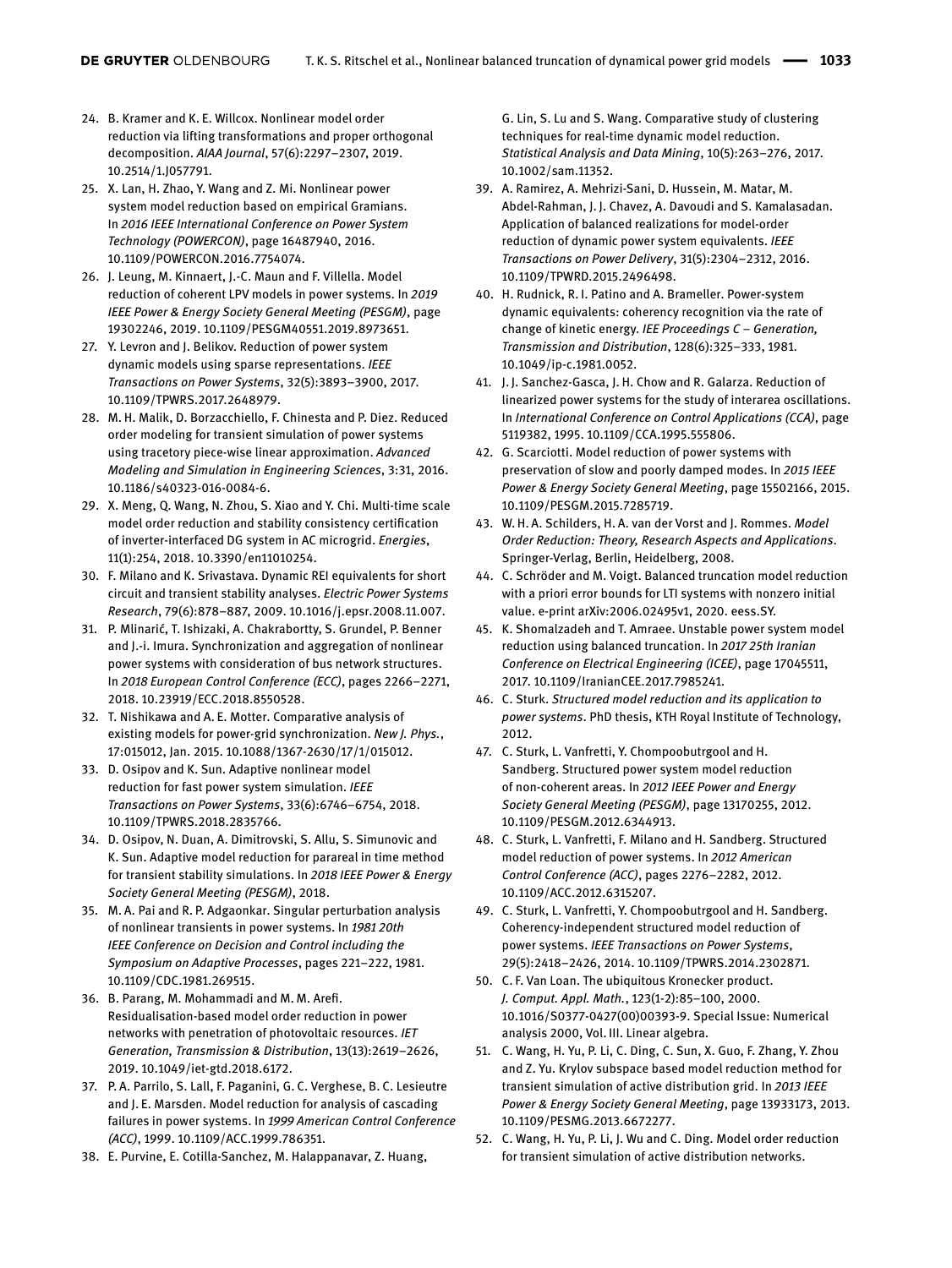24. B. Kramer and K. E. Willcox. Nonlinear model order reduction via lifting transformations and proper orthogonal decomposition. *AIAA Journal*, 57(6):2297–2307, 2019. 10.2514/1.J057791.
25. X. Lan, H. Zhao, Y. Wang and Z. Mi. Nonlinear power system model reduction based on empirical Gramians. In *2016 IEEE International Conference on Power System Technology (POWERCON)*, page 16487940, 2016. 10.1109/POWERCON.2016.7754074.
26. J. Leung, M. Kinnaert, J.-C. Maun and F. Villella. Model reduction of coherent LPV models in power systems. In *2019 IEEE Power & Energy Society General Meeting (PESGM)*, page 19302246, 2019. 10.1109/PESGM40551.2019.8973651.
27. Y. Levron and J. Belikov. Reduction of power system dynamic models using sparse representations. *IEEE Transactions on Power Systems*, 32(5):3893–3900, 2017. 10.1109/TPWRS.2017.2648979.
28. M. H. Malik, D. Borzacchiello, F. Chinesta and P. Diez. Reduced order modeling for transient simulation of power systems using tracetory piece-wise linear approximation. *Advanced Modeling and Simulation in Engineering Sciences*, 3:31, 2016. 10.1186/s40323-016-0084-6.
29. X. Meng, Q. Wang, N. Zhou, S. Xiao and Y. Chi. Multi-time scale model order reduction and stability consistency certification of inverter-interfaced DG system in AC microgrid. *Energies*, 11(1):254, 2018. 10.3390/en11010254.
30. F. Milano and K. Srivastava. Dynamic REI equivalents for short circuit and transient stability analyses. *Electric Power Systems Research*, 79(6):878–887, 2009. 10.1016/j.epsr.2008.11.007.
31. P. Mlinarić, T. Ishizaki, A. Chakrabortty, S. Grundel, P. Benner and J.-i. Imura. Synchronization and aggregation of nonlinear power systems with consideration of bus network structures. In *2018 European Control Conference (ECC)*, pages 2266–2271, 2018. 10.23919/ECC.2018.8550528.
32. T. Nishikawa and A. E. Motter. Comparative analysis of existing models for power-grid synchronization. *New J. Phys.*, 17:015012, Jan. 2015. 10.1088/1367-2630/17/1/015012.
33. D. Osipov and K. Sun. Adaptive nonlinear model reduction for fast power system simulation. *IEEE Transactions on Power Systems*, 33(6):6746–6754, 2018. 10.1109/TPWRS.2018.2835766.
34. D. Osipov, N. Duan, A. Dimitrovski, S. Allu, S. Simunovic and K. Sun. Adaptive model reduction for parareal in time method for transient stability simulations. In *2018 IEEE Power & Energy Society General Meeting (PESGM)*, 2018.
35. M. A. Pai and R. P. Adgaonkar. Singular perturbation analysis of nonlinear transients in power systems. In *1981 20th IEEE Conference on Decision and Control including the Symposium on Adaptive Processes*, pages 221–222, 1981. 10.1109/CDC.1981.269515.
36. B. Parang, M. Mohammadi and M. M. Arefi. Residualisation-based model order reduction in power networks with penetration of photovoltaic resources. *IET Generation, Transmission & Distribution*, 13(13):2619–2626, 2019. 10.1049/iet-gtd.2018.6172.
37. P. A. Parrilo, S. Lall, F. Paganini, G. C. Verghese, B. C. Lesieutre and J. E. Marsden. Model reduction for analysis of cascading failures in power systems. In *1999 American Control Conference (ACC)*, 1999. 10.1109/ACC.1999.786351.
38. E. Purvine, E. Cotilla-Sanchez, M. Halappanavar, Z. Huang, G. Lin, S. Lu and S. Wang. Comparative study of clustering techniques for real-time dynamic model reduction. *Statistical Analysis and Data Mining*, 10(5):263–276, 2017. 10.1002/sam.11352.
39. A. Ramirez, A. Mehrizi-Sani, D. Hussein, M. Matar, M. Abdel-Rahman, J. J. Chavez, A. Davoudi and S. Kamalasadan. Application of balanced realizations for model-order reduction of dynamic power system equivalents. *IEEE Transactions on Power Delivery*, 31(5):2304–2312, 2016. 10.1109/TPWRD.2015.2496498.
40. H. Rudnick, R. I. Patino and A. Brameller. Power-system dynamic equivalents: coherency recognition via the rate of change of kinetic energy. *IEE Proceedings C – Generation, Transmission and Distribution*, 128(6):325–333, 1981. 10.1049/ip-c.1981.0052.
41. J. J. Sanchez-Gasca, J. H. Chow and R. Galarza. Reduction of linearized power systems for the study of interarea oscillations. In *International Conference on Control Applications (CCA)*, page 5119382, 1995. 10.1109/CCA.1995.555806.
42. G. Scarciotti. Model reduction of power systems with preservation of slow and poorly damped modes. In *2015 IEEE Power & Energy Society General Meeting*, page 15502166, 2015. 10.1109/PESGM.2015.7285719.
43. W. H. A. Schilders, H. A. van der Vorst and J. Rommes. *Model Order Reduction: Theory, Research Aspects and Applications*. Springer-Verlag, Berlin, Heidelberg, 2008.
44. C. Schröder and M. Voigt. Balanced truncation model reduction with a priori error bounds for LTI systems with nonzero initial value. e-print arXiv:2006.02495v1, 2020. eess.SY.
45. K. Shomalzadeh and T. Amraee. Unstable power system model reduction using balanced truncation. In *2017 25th Iranian Conference on Electrical Engineering (ICEE)*, page 17045511, 2017. 10.1109/IranianCEE.2017.7985241.
46. C. Sturk. *Structured model reduction and its application to power systems*. PhD thesis, KTH Royal Institute of Technology, 2012.
47. C. Sturk, L. Vanfretti, Y. Chompoobutrgool and H. Sandberg. Structured power system model reduction of non-coherent areas. In *2012 IEEE Power and Energy Society General Meeting (PESGM)*, page 13170255, 2012. 10.1109/PESGM.2012.6344913.
48. C. Sturk, L. Vanfretti, F. Milano and H. Sandberg. Structured model reduction of power systems. In *2012 American Control Conference (ACC)*, pages 2276–2282, 2012. 10.1109/ACC.2012.6315207.
49. C. Sturk, L. Vanfretti, Y. Chompoobutrgool and H. Sandberg. Coherency-independent structured model reduction of power systems. *IEEE Transactions on Power Systems*, 29(5):2418–2426, 2014. 10.1109/TPWRS.2014.2302871.
50. C. F. Van Loan. The ubiquitous Kronecker product. *J. Comput. Appl. Math.*, 123(1-2):85–100, 2000. 10.1016/S0377-0427(00)00393-9. Special Issue: Numerical analysis 2000, Vol. III. Linear algebra.
51. C. Wang, H. Yu, P. Li, C. Ding, C. Sun, X. Guo, F. Zhang, Y. Zhou and Z. Yu. Krylov subspace based model reduction method for transient simulation of active distribution grid. In *2013 IEEE Power & Energy Society General Meeting*, page 13933173, 2013. 10.1109/PESMG.2013.6672277.
52. C. Wang, H. Yu, P. Li, J. Wu and C. Ding. Model order reduction for transient simulation of active distribution networks.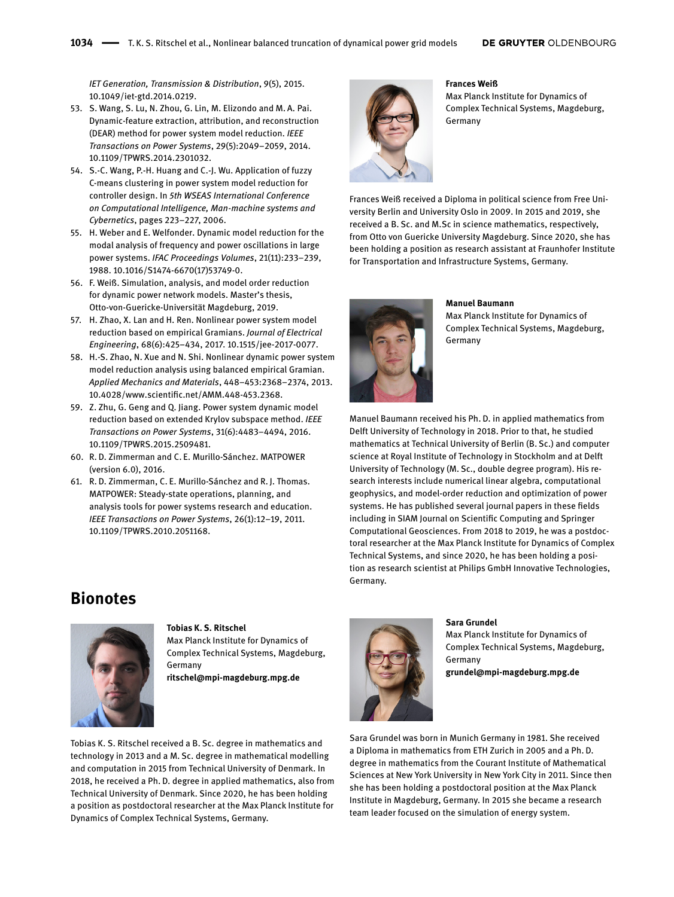*IET Generation, Transmission & Distribution*, 9(5), 2015. 10.1049/iet-gtd.2014.0219.

53. S. Wang, S. Lu, N. Zhou, G. Lin, M. Elizondo and M. A. Pai. Dynamic-feature extraction, attribution, and reconstruction (DEAR) method for power system model reduction. *IEEE Transactions on Power Systems*, 29(5):2049–2059, 2014. 10.1109/TPWRS.2014.2301032.
54. S.-C. Wang, P.-H. Huang and C.-J. Wu. Application of fuzzy C-means clustering in power system model reduction for controller design. In *5th WSEAS International Conference on Computational Intelligence, Man-machine systems and Cybernetics*, pages 223–227, 2006.
55. H. Weber and E. Welfonder. Dynamic model reduction for the modal analysis of frequency and power oscillations in large power systems. *IFAC Proceedings Volumes*, 21(11):233–239, 1988. 10.1016/S1474-6670(17)53749-0.
56. F. Weiß. Simulation, analysis, and model order reduction for dynamic power network models. Master's thesis, Otto-von-Guericke-Universität Magdeburg, 2019.
57. H. Zhao, X. Lan and H. Ren. Nonlinear power system model reduction based on empirical Gramians. *Journal of Electrical Engineering*, 68(6):425–434, 2017. 10.1515/jee-2017-0077.
58. H.-S. Zhao, N. Xue and N. Shi. Nonlinear dynamic power system model reduction analysis using balanced empirical Gramian. *Applied Mechanics and Materials*, 448–453:2368–2374, 2013. 10.4028/www.scientific.net/AMM.448-453.2368.
59. Z. Zhu, G. Geng and Q. Jiang. Power system dynamic model reduction based on extended Krylov subspace method. *IEEE Transactions on Power Systems*, 31(6):4483–4494, 2016. 10.1109/TPWRS.2015.2509481.
60. R. D. Zimmerman and C. E. Murillo-Sánchez. MATPOWER (version 6.0), 2016.
61. R. D. Zimmerman, C. E. Murillo-Sánchez and R. J. Thomas. MATPOWER: Steady-state operations, planning, and analysis tools for power systems research and education. *IEEE Transactions on Power Systems*, 26(1):12–19, 2011. 10.1109/TPWRS.2010.2051168.

## Bionotes

**Tobias K. S. Ritschel**
Max Planck Institute for Dynamics of Complex Technical Systems, Magdeburg, Germany
**ritschel@mpi-magdeburg.mpg.de**

Tobias K. S. Ritschel received a B. Sc. degree in mathematics and technology in 2013 and a M. Sc. degree in mathematical modelling and computation in 2015 from Technical University of Denmark. In 2018, he received a Ph. D. degree in applied mathematics, also from Technical University of Denmark. Since 2020, he has been holding a position as postdoctoral researcher at the Max Planck Institute for Dynamics of Complex Technical Systems, Germany.

**Frances Weiß**
Max Planck Institute for Dynamics of Complex Technical Systems, Magdeburg, Germany

Frances Weiß received a Diploma in political science from Free University Berlin and University Oslo in 2009. In 2015 and 2019, she received a B. Sc. and M.Sc in science mathematics, respectively, from Otto von Guericke University Magdeburg. Since 2020, she has been holding a position as research assistant at Fraunhofer Institute for Transportation and Infrastructure Systems, Germany.

**Manuel Baumann**
Max Planck Institute for Dynamics of Complex Technical Systems, Magdeburg, Germany

Manuel Baumann received his Ph. D. in applied mathematics from Delft University of Technology in 2018. Prior to that, he studied mathematics at Technical University of Berlin (B. Sc.) and computer science at Royal Institute of Technology in Stockholm and at Delft University of Technology (M. Sc., double degree program). His research interests include numerical linear algebra, computational geophysics, and model-order reduction and optimization of power systems. He has published several journal papers in these fields including in SIAM Journal on Scientific Computing and Springer Computational Geosciences. From 2018 to 2019, he was a postdoctoral researcher at the Max Planck Institute for Dynamics of Complex Technical Systems, and since 2020, he has been holding a position as research scientist at Philips GmbH Innovative Technologies, Germany.

**Sara Grundel**
Max Planck Institute for Dynamics of Complex Technical Systems, Magdeburg, Germany
**grundel@mpi-magdeburg.mpg.de**

Sara Grundel was born in Munich Germany in 1981. She received a Diploma in mathematics from ETH Zurich in 2005 and a Ph. D. degree in mathematics from the Courant Institute of Mathematical Sciences at New York University in New York City in 2011. Since then she has been holding a postdoctoral position at the Max Planck Institute in Magdeburg, Germany. In 2015 she became a research team leader focused on the simulation of energy system.